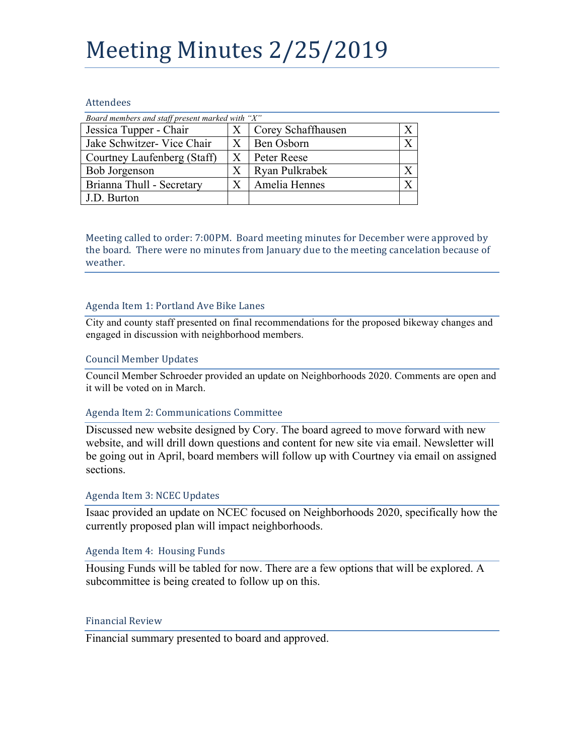# Meeting Minutes 2/25/2019

## Attendees

*Board members and staff present marked with "X"*

| | | | |
|---|---|---|---|
| Jessica Tupper - Chair | X | Corey Schaffhausen | X |
| Jake Schwitzer- Vice Chair | X | Ben Osborn | X |
| Courtney Laufenberg (Staff) | X | Peter Reese | |
| Bob Jorgenson | X | Ryan Pulkrabek | X |
| Brianna Thull - Secretary | X | Amelia Hennes | X |
| J.D. Burton | | | |

Meeting called to order: 7:00PM. Board meeting minutes for December were approved by the board. There were no minutes from January due to the meeting cancelation because of weather.

### Agenda Item 1: Portland Ave Bike Lanes

City and county staff presented on final recommendations for the proposed bikeway changes and engaged in discussion with neighborhood members.

### Council Member Updates

Council Member Schroeder provided an update on Neighborhoods 2020. Comments are open and it will be voted on in March.

### Agenda Item 2: Communications Committee

Discussed new website designed by Cory. The board agreed to move forward with new website, and will drill down questions and content for new site via email. Newsletter will be going out in April, board members will follow up with Courtney via email on assigned sections.

### Agenda Item 3: NCEC Updates

Isaac provided an update on NCEC focused on Neighborhoods 2020, specifically how the currently proposed plan will impact neighborhoods.

### Agenda Item 4: Housing Funds

Housing Funds will be tabled for now. There are a few options that will be explored. A subcommittee is being created to follow up on this.

### Financial Review

Financial summary presented to board and approved.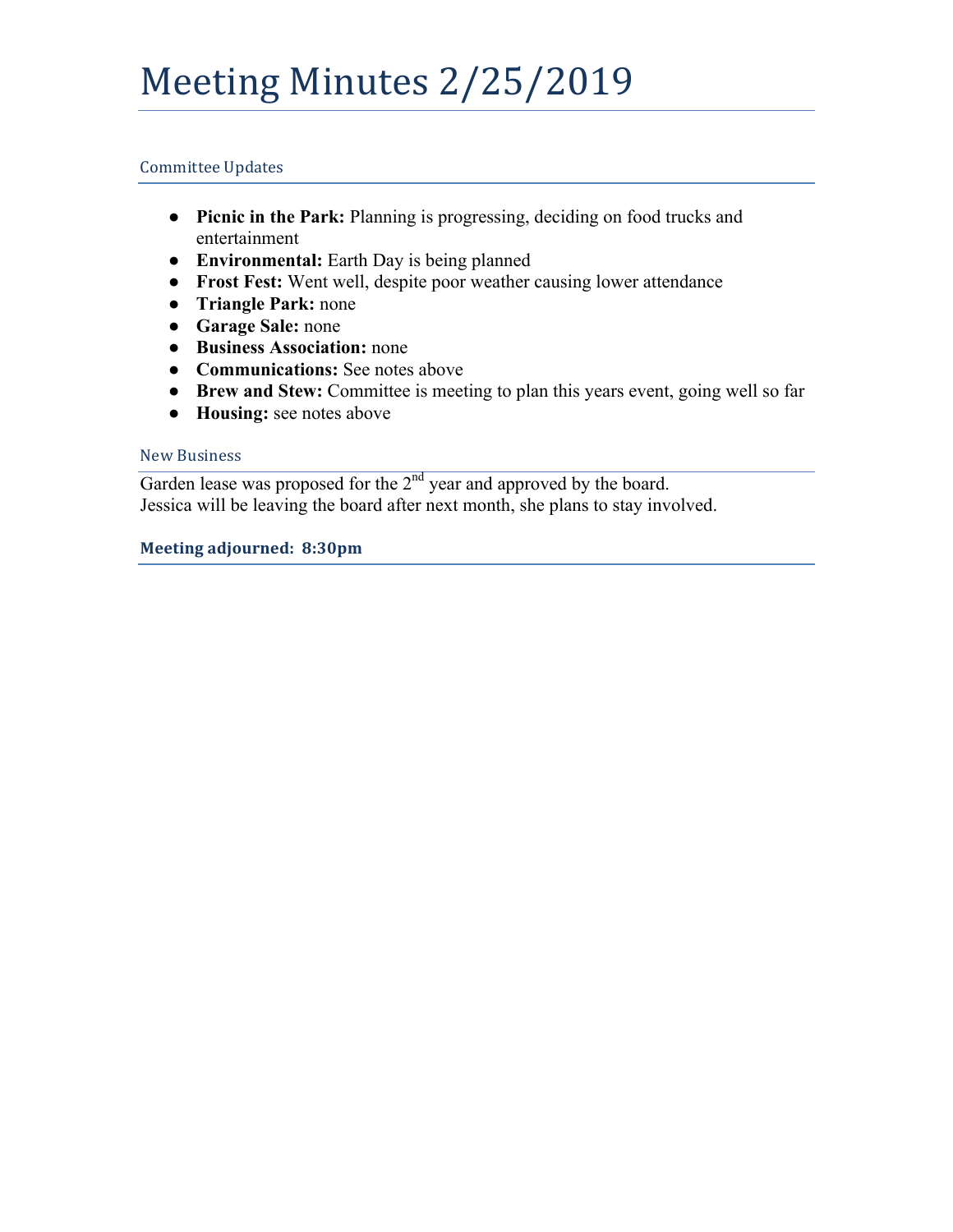# Meeting Minutes 2/25/2019

## Committee Updates

- **Picnic in the Park:** Planning is progressing, deciding on food trucks and entertainment
- **Environmental:** Earth Day is being planned
- **Frost Fest:** Went well, despite poor weather causing lower attendance
- **Triangle Park:** none
- **Garage Sale:** none
- **Business Association:** none
- **Communications:** See notes above
- **Brew and Stew:** Committee is meeting to plan this years event, going well so far
- **Housing:** see notes above

## New Business

Garden lease was proposed for the 2nd year and approved by the board.
Jessica will be leaving the board after next month, she plans to stay involved.

## Meeting adjourned: 8:30pm